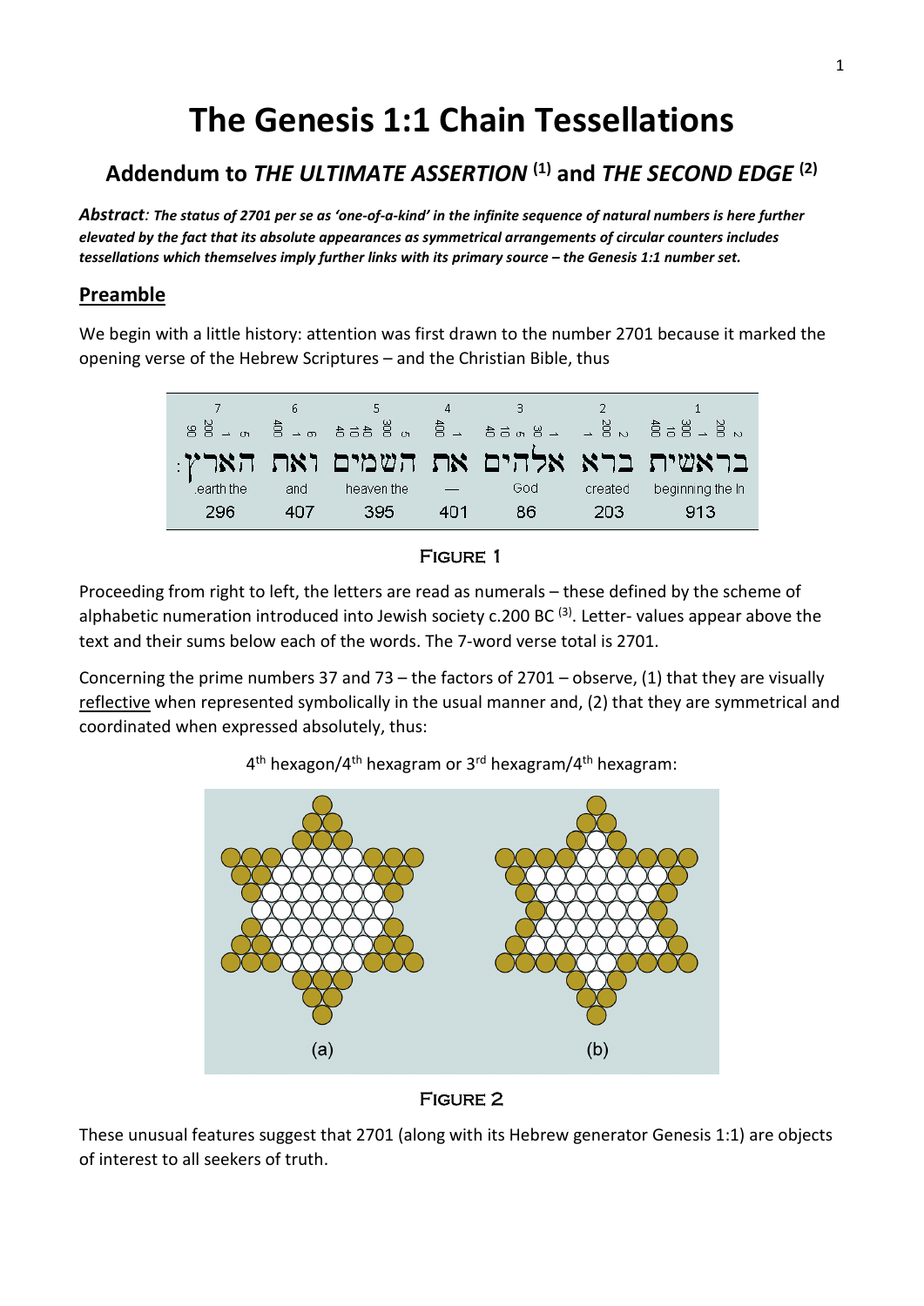# The Genesis 1:1 Chain Tessellations

## Addendum to *THE ULTIMATE ASSERTION* [(1)] and *THE SECOND EDGE* [(2)]

***Abstract**: The status of 2701 per se as 'one-of-a-kind' in the infinite sequence of natural numbers is here further elevated by the fact that its absolute appearances as symmetrical arrangements of circular counters includes tessellations which themselves imply further links with its primary source – the Genesis 1:1 number set.*

## Preamble

We begin with a little history: attention was first drawn to the number 2701 because it marked the opening verse of the Hebrew Scriptures – and the Christian Bible, thus

| 7 | 6 | 5 | 4 | 3 | 2 | 1 |
|---|---|---|---|---|---|---|
| :הארץ | ואת | השמים | את | אלהים | ברא | בראשית |
| earth the | and | heaven the | — | God | created | beginning the In |
| 296 | 407 | 395 | 401 | 86 | 203 | 913 |

FIGURE 1

Proceeding from right to left, the letters are read as numerals – these defined by the scheme of alphabetic numeration introduced into Jewish society c.200 BC [(3)]. Letter- values appear above the text and their sums below each of the words. The 7-word verse total is 2701.

Concerning the prime numbers 37 and 73 – the factors of 2701 – observe, (1) that they are visually reflective when represented symbolically in the usual manner and, (2) that they are symmetrical and coordinated when expressed absolutely, thus:

4[th] hexagon/4[th] hexagram or 3[rd] hexagram/4[th] hexagram:

(a) (b)

FIGURE 2

These unusual features suggest that 2701 (along with its Hebrew generator Genesis 1:1) are objects of interest to all seekers of truth.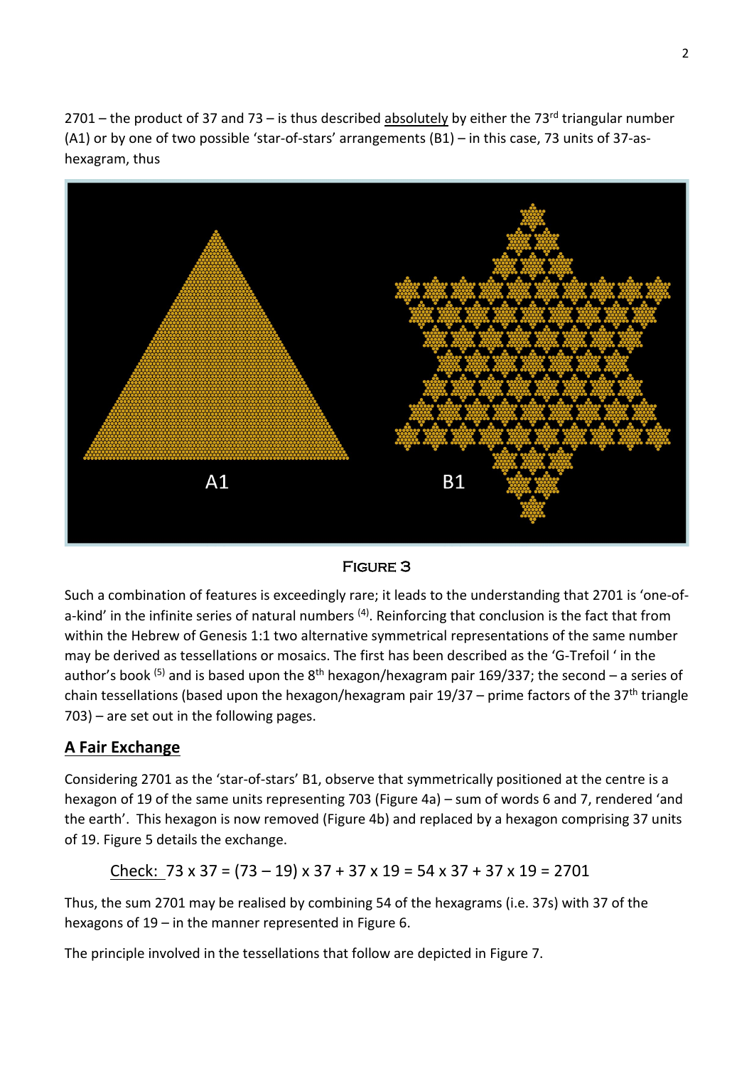2701 – the product of 37 and 73 – is thus described absolutely by either the 73rd triangular number (A1) or by one of two possible 'star-of-stars' arrangements (B1) – in this case, 73 units of 37-as-hexagram, thus

A1 B1

Figure 3

Such a combination of features is exceedingly rare; it leads to the understanding that 2701 is 'one-of-a-kind' in the infinite series of natural numbers [4]. Reinforcing that conclusion is the fact that from within the Hebrew of Genesis 1:1 two alternative symmetrical representations of the same number may be derived as tessellations or mosaics. The first has been described as the 'G-Trefoil ' in the author's book [5] and is based upon the 8th hexagon/hexagram pair 169/337; the second – a series of chain tessellations (based upon the hexagon/hexagram pair 19/37 – prime factors of the 37th triangle 703) – are set out in the following pages.

## A Fair Exchange

Considering 2701 as the 'star-of-stars' B1, observe that symmetrically positioned at the centre is a hexagon of 19 of the same units representing 703 (Figure 4a) – sum of words 6 and 7, rendered 'and the earth'. This hexagon is now removed (Figure 4b) and replaced by a hexagon comprising 37 units of 19. Figure 5 details the exchange.

Check: $73 \times 37 = (73 - 19) \times 37 + 37 \times 19 = 54 \times 37 + 37 \times 19 = 2701$

Thus, the sum 2701 may be realised by combining 54 of the hexagrams (i.e. 37s) with 37 of the hexagons of 19 – in the manner represented in Figure 6.

The principle involved in the tessellations that follow are depicted in Figure 7.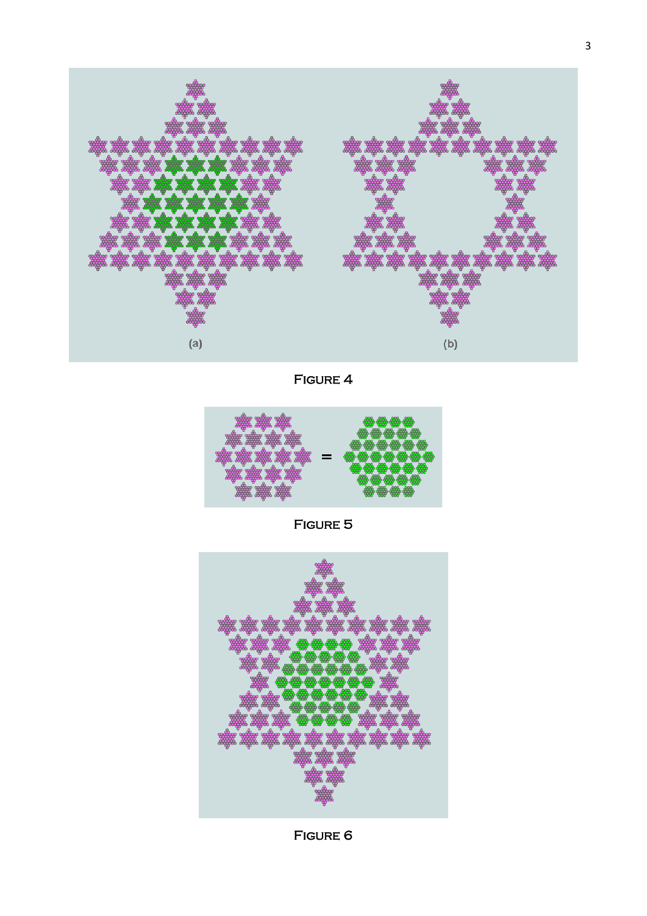(a)

(b)

Figure 4

Figure 5

Figure 6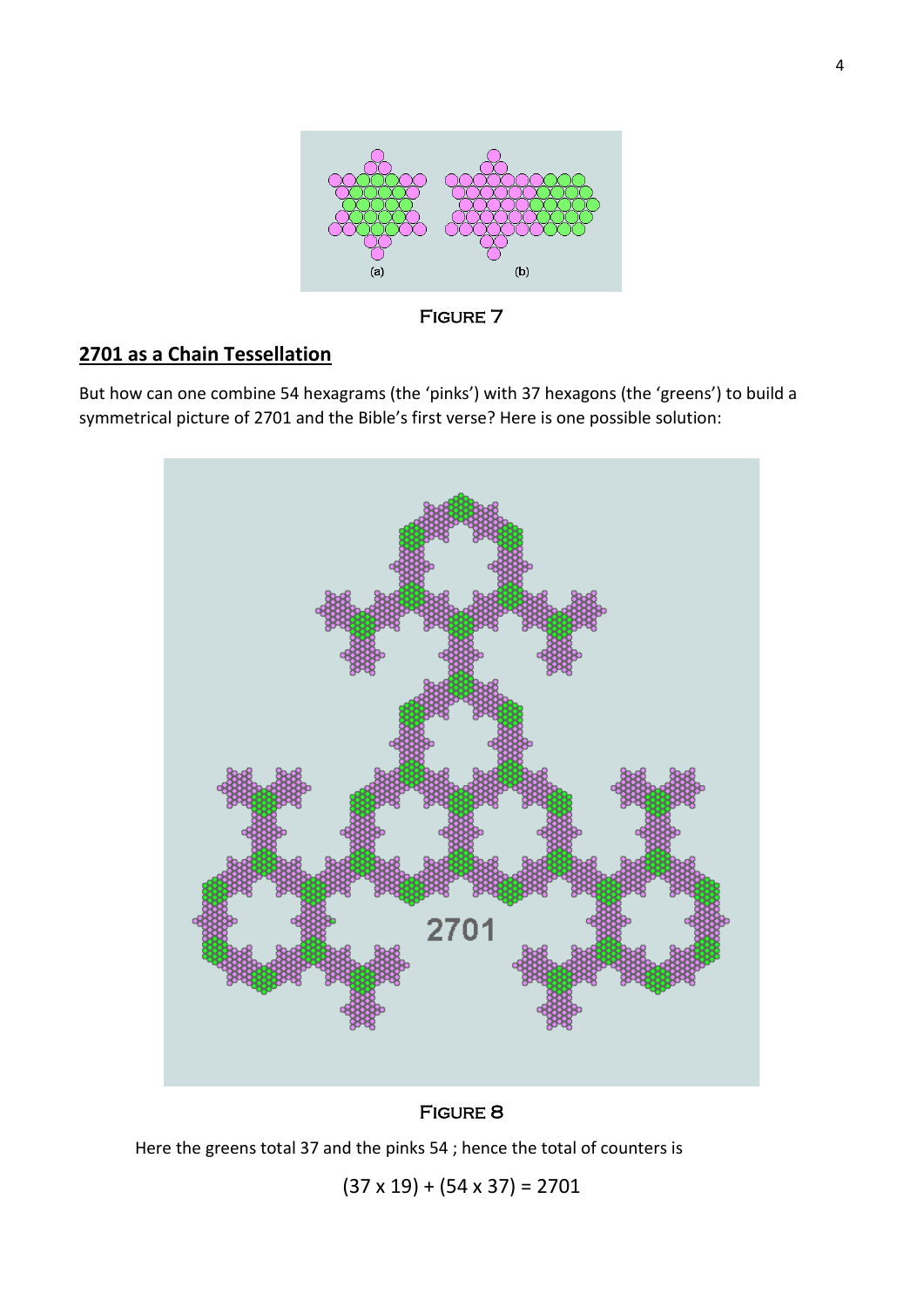FIGURE 7

## 2701 as a Chain Tessellation

But how can one combine 54 hexagrams (the 'pinks') with 37 hexagons (the 'greens') to build a symmetrical picture of 2701 and the Bible's first verse? Here is one possible solution:

FIGURE 8

Here the greens total 37 and the pinks 54 ; hence the total of counters is

$$(37 \times 19) + (54 \times 37) = 2701$$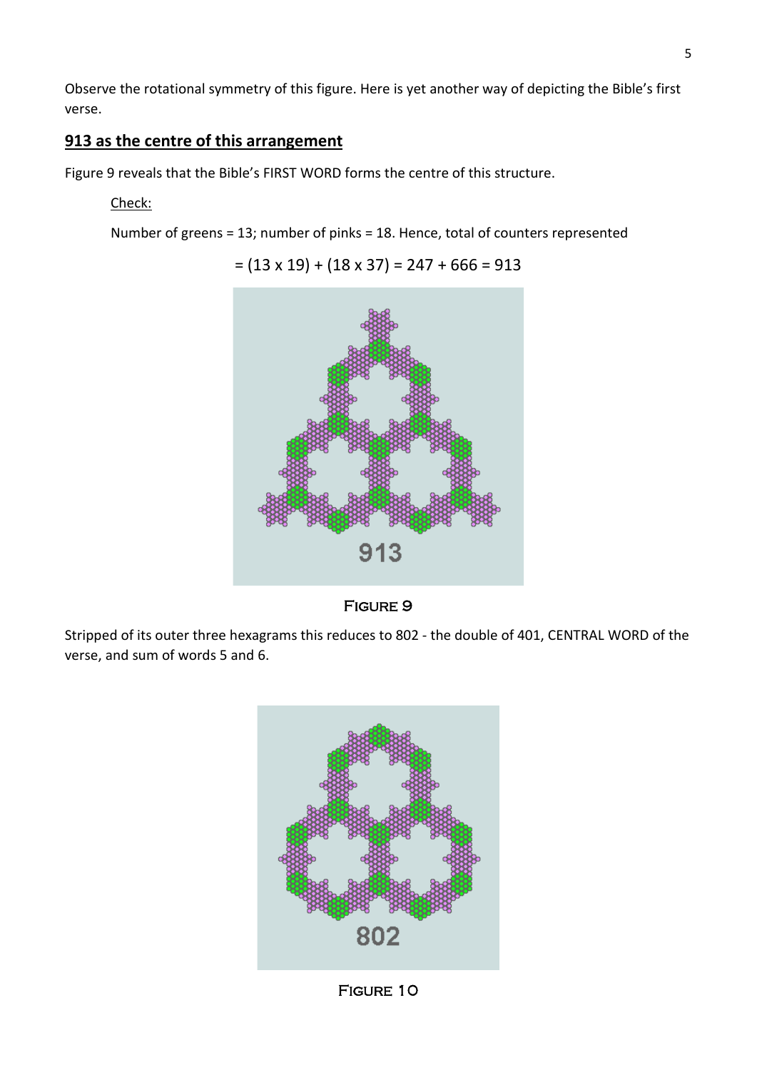Observe the rotational symmetry of this figure. Here is yet another way of depicting the Bible's first verse.

## 913 as the centre of this arrangement

Figure 9 reveals that the Bible's FIRST WORD forms the centre of this structure.

Check:

Number of greens = 13; number of pinks = 18. Hence, total of counters represented

$$= (13 \times 19) + (18 \times 37) = 247 + 666 = 913$$

913

FIGURE 9

Stripped of its outer three hexagrams this reduces to 802 - the double of 401, CENTRAL WORD of the verse, and sum of words 5 and 6.

802

FIGURE 10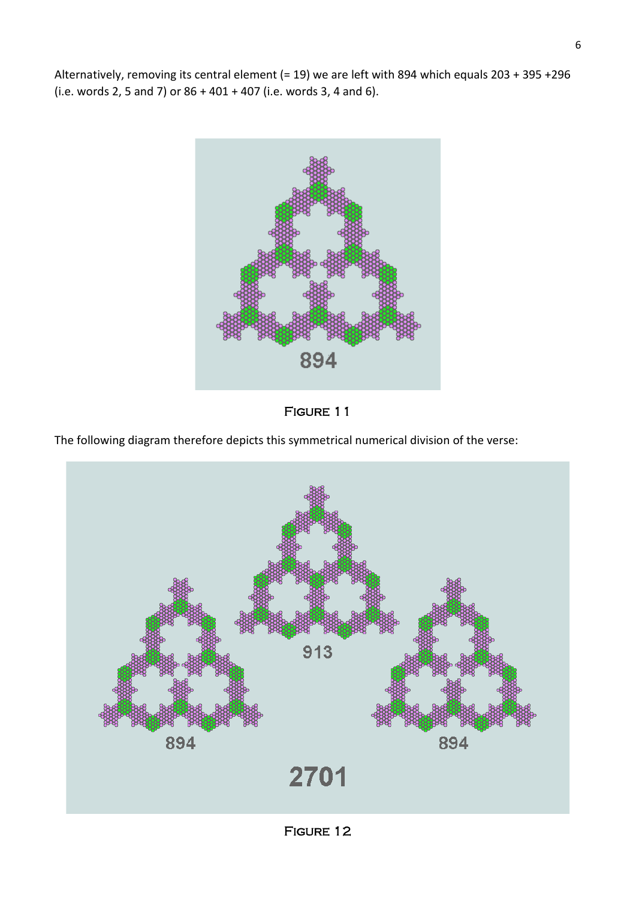Alternatively, removing its central element (= 19) we are left with 894 which equals 203 + 395 +296 (i.e. words 2, 5 and 7) or 86 + 401 + 407 (i.e. words 3, 4 and 6).

Figure 11

The following diagram therefore depicts this symmetrical numerical division of the verse:

Figure 12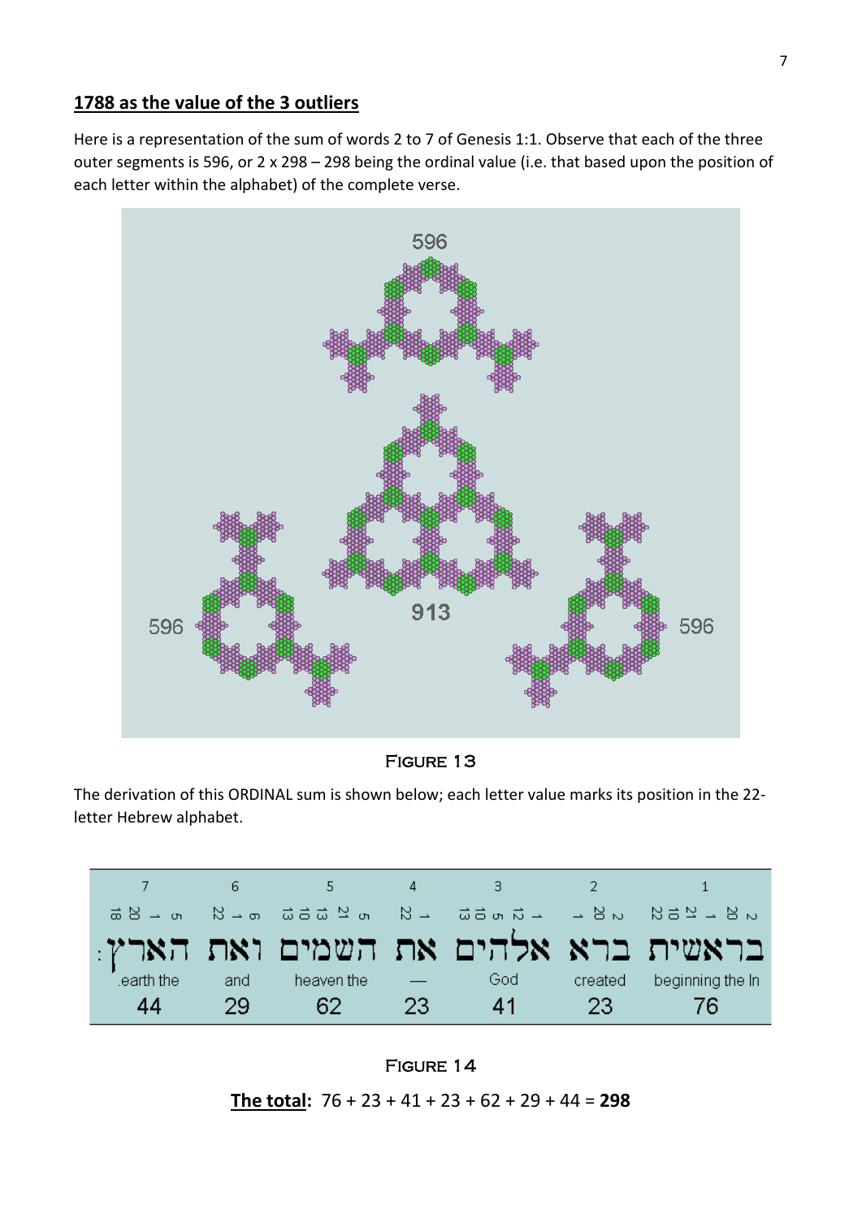## 1788 as the value of the 3 outliers

Here is a representation of the sum of words 2 to 7 of Genesis 1:1. Observe that each of the three outer segments is 596, or 2 x 298 – 298 being the ordinal value (i.e. that based upon the position of each letter within the alphabet) of the complete verse.

FIGURE 13

The derivation of this ORDINAL sum is shown below; each letter value marks its position in the 22-letter Hebrew alphabet.

| 7 | 6 | 5 | 4 | 3 | 2 | 1 |
|---|---|---|---|---|---|---|
| 18 20 1 5 | 22 1 6 | 13 10 13 21 5 | 22 1 | 13 10 5 12 1 | 1 20 2 | 22 10 21 1 20 2 |
| :הארץ | ואת | השמים | את | אלהים | ברא | בראשית |
| .earth the | and | heaven the | — | God | created | beginning the In |
| 44 | 29 | 62 | 23 | 41 | 23 | 76 |

FIGURE 14

**The total:** 76 + 23 + 41 + 23 + 62 + 29 + 44 = **298**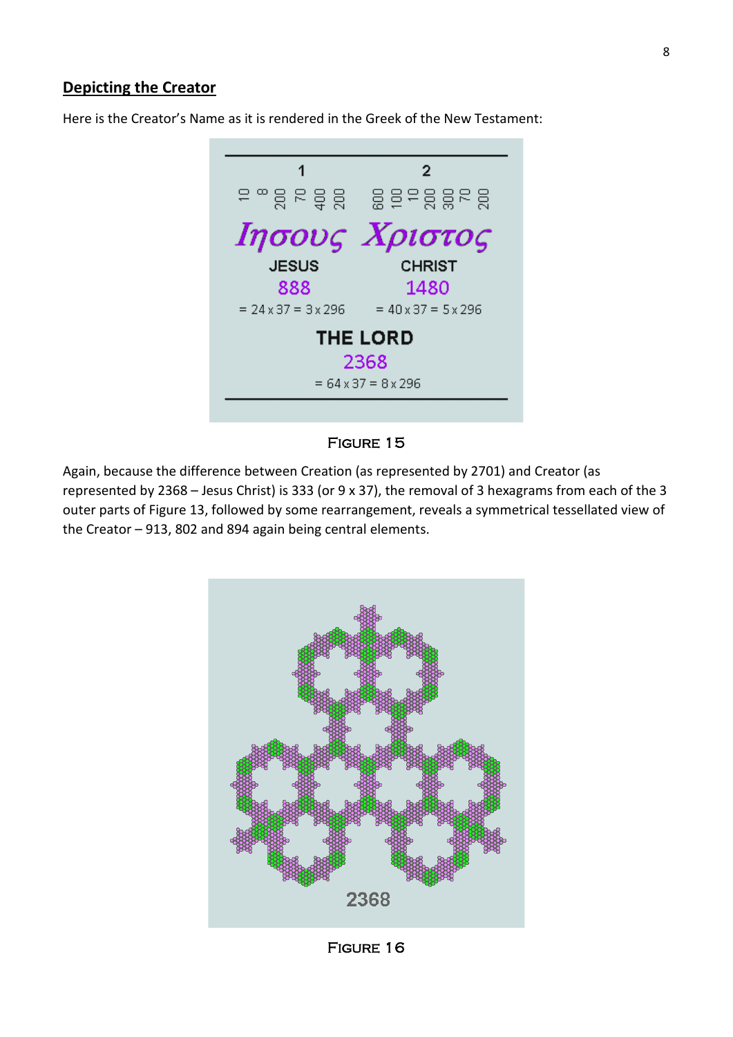## Depicting the Creator

Here is the Creator's Name as it is rendered in the Greek of the New Testament:

| 1 | 2 |
|---|---|
| 10 8 200 70 400 200 | 600 100 10 200 300 70 200 |
| Ιησους | Χριστος |
| JESUS | CHRIST |
| 888 | 1480 |
| $= 24 \times 37 = 3 \times 296$ | $= 40 \times 37 = 5 \times 296$ |

THE LORD

2368

$= 64 \times 37 = 8 \times 296$

FIGURE 15

Again, because the difference between Creation (as represented by 2701) and Creator (as represented by 2368 – Jesus Christ) is 333 (or 9 x 37), the removal of 3 hexagrams from each of the 3 outer parts of Figure 13, followed by some rearrangement, reveals a symmetrical tessellated view of the Creator – 913, 802 and 894 again being central elements.

2368

FIGURE 16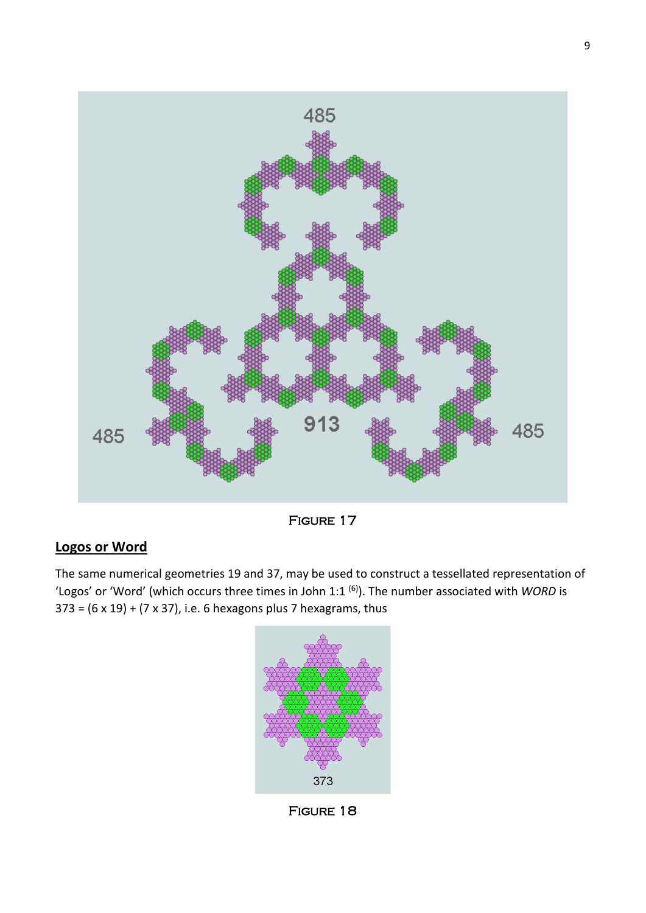Figure 17

## Logos or Word

The same numerical geometries 19 and 37, may be used to construct a tessellated representation of 'Logos' or 'Word' (which occurs three times in John 1:1 [6]). The number associated with *WORD* is 373 = (6 x 19) + (7 x 37), i.e. 6 hexagons plus 7 hexagrams, thus

Figure 18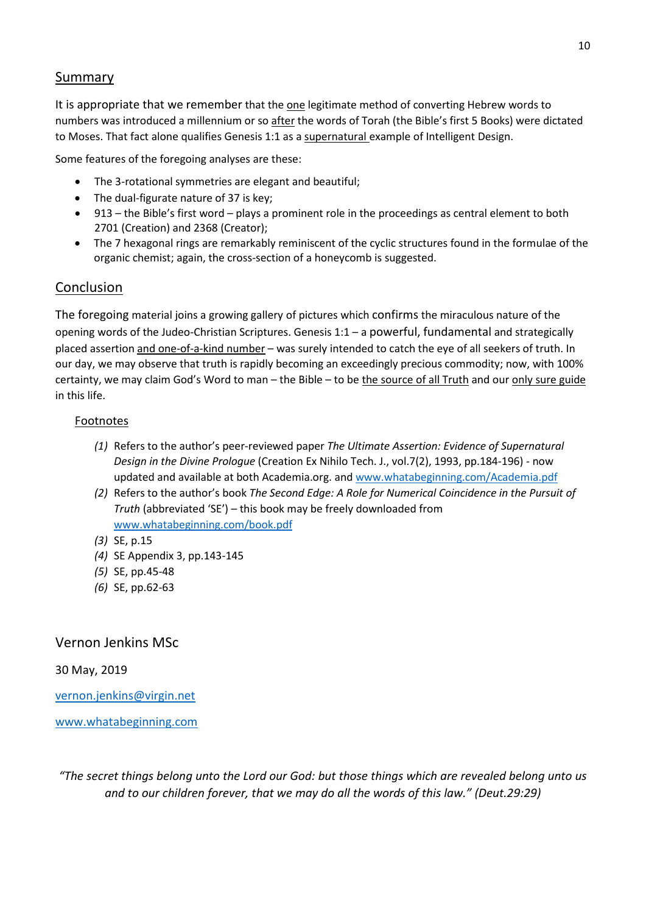## Summary

It is appropriate that we remember that the one legitimate method of converting Hebrew words to numbers was introduced a millennium or so after the words of Torah (the Bible's first 5 Books) were dictated to Moses. That fact alone qualifies Genesis 1:1 as a supernatural example of Intelligent Design.

Some features of the foregoing analyses are these:

- The 3-rotational symmetries are elegant and beautiful;
- The dual-figurate nature of 37 is key;
- 913 – the Bible's first word – plays a prominent role in the proceedings as central element to both 2701 (Creation) and 2368 (Creator);
- The 7 hexagonal rings are remarkably reminiscent of the cyclic structures found in the formulae of the organic chemist; again, the cross-section of a honeycomb is suggested.

## Conclusion

The foregoing material joins a growing gallery of pictures which confirms the miraculous nature of the opening words of the Judeo-Christian Scriptures. Genesis 1:1 – a powerful, fundamental and strategically placed assertion and one-of-a-kind number – was surely intended to catch the eye of all seekers of truth. In our day, we may observe that truth is rapidly becoming an exceedingly precious commodity; now, with 100% certainty, we may claim God's Word to man – the Bible – to be the source of all Truth and our only sure guide in this life.

### Footnotes

*(1)* Refers to the author's peer-reviewed paper *The Ultimate Assertion: Evidence of Supernatural Design in the Divine Prologue* (Creation Ex Nihilo Tech. J., vol.7(2), 1993, pp.184-196) - now updated and available at both Academia.org. and www.whatabeginning.com/Academia.pdf

*(2)* Refers to the author's book *The Second Edge: A Role for Numerical Coincidence in the Pursuit of Truth* (abbreviated 'SE') – this book may be freely downloaded from www.whatabeginning.com/book.pdf

*(3)* SE, p.15

*(4)* SE Appendix 3, pp.143-145

*(5)* SE, pp.45-48

*(6)* SE, pp.62-63

Vernon Jenkins MSc

30 May, 2019

vernon.jenkins@virgin.net

www.whatabeginning.com

*"The secret things belong unto the Lord our God: but those things which are revealed belong unto us and to our children forever, that we may do all the words of this law." (Deut.29:29)*